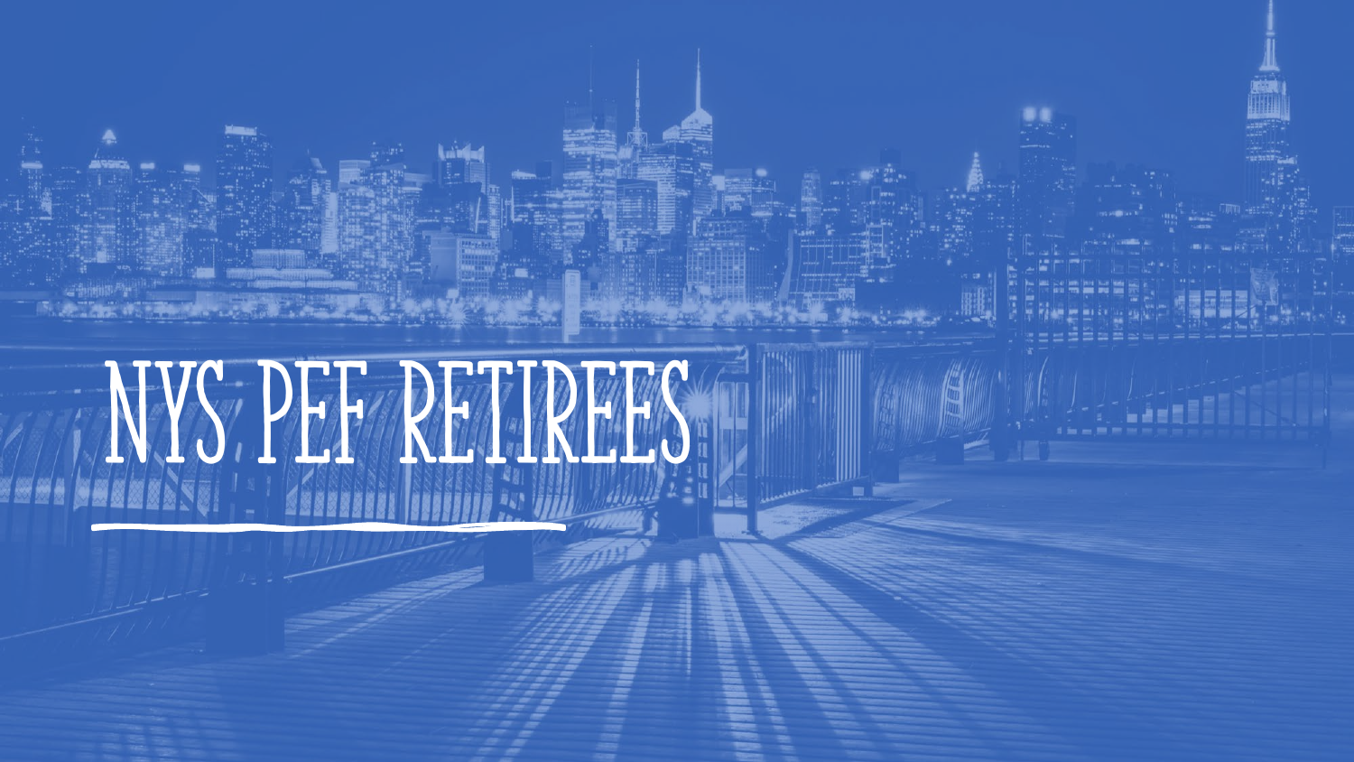# NYS PEF RETIREES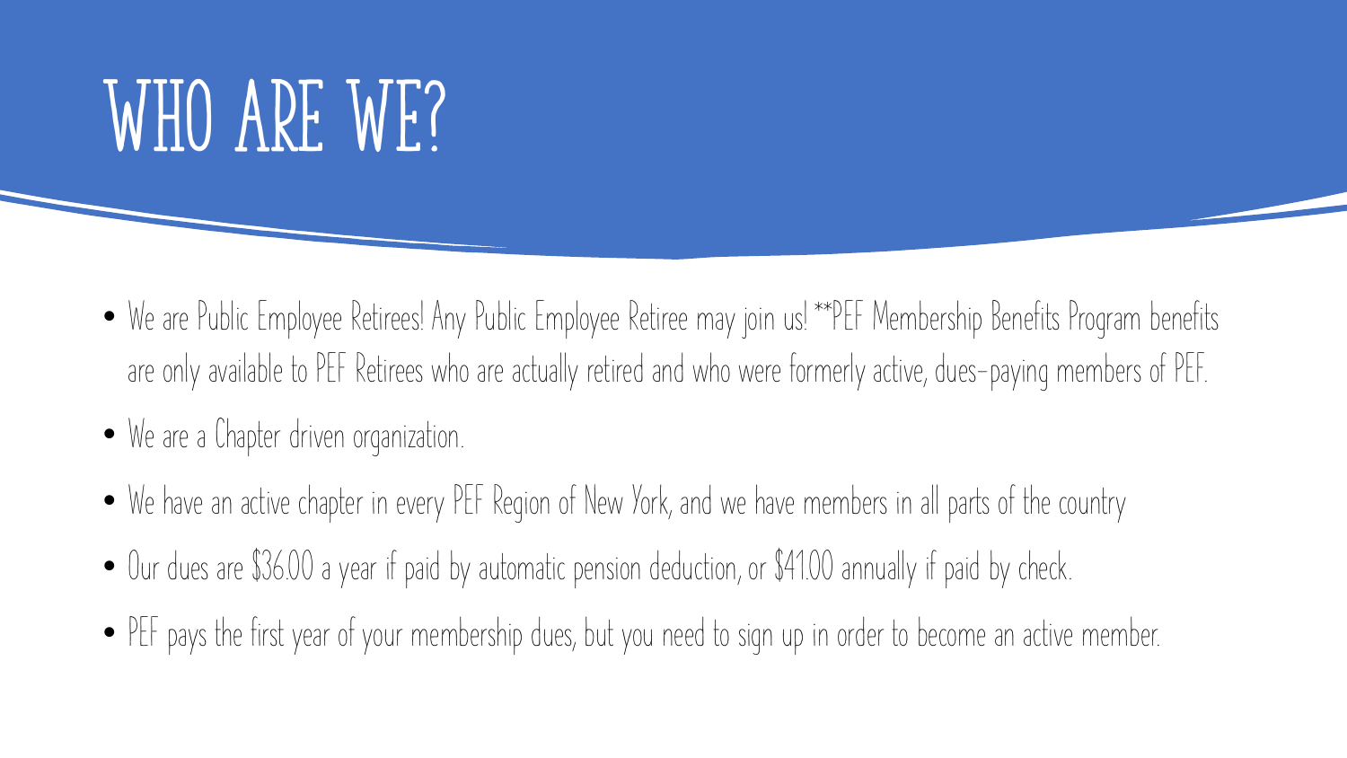# WHO ARE WE?

- We are Public Employee Retirees! Any Public Employee Retiree may join us! **PEF Membership Benefits Program benefits are only available to PEF Retirees who are actually retired and who were formerly active, dues-paying members of PEF.
- We are a Chapter driven organization.
- We have an active chapter in every PEF Region of New York, and we have members in all parts of the country
- Our dues are $36.00 a year if paid by automatic pension deduction, or $41.00 annually if paid by check.
- PEF pays the first year of your membership dues, but you need to sign up in order to become an active member.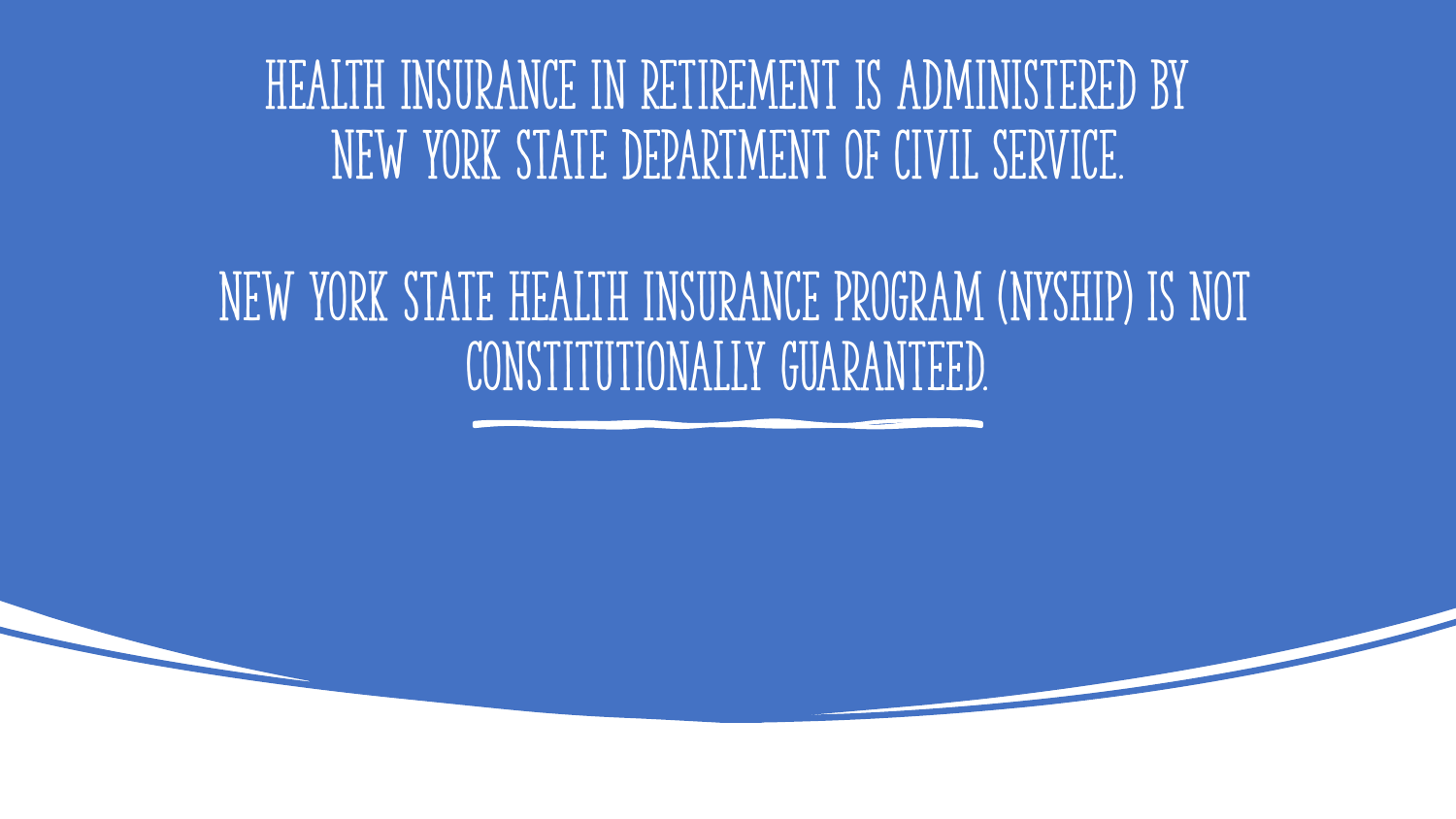# HEALTH INSURANCE IN RETIREMENT IS ADMINISTERED BY NEW YORK STATE DEPARTMENT OF CIVIL SERVICE.

# NEW YORK STATE HEALTH INSURANCE PROGRAM (NYSHIP) IS NOT CONSTITUTIONALLY GUARANTEED.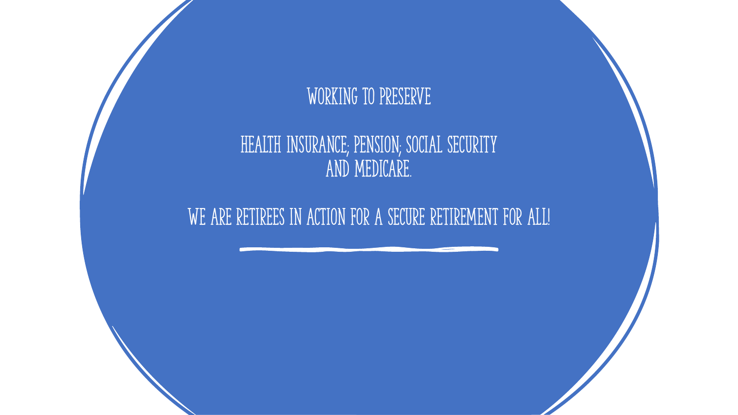WORKING TO PRESERVE

HEALTH INSURANCE; PENSION; SOCIAL SECURITY AND MEDICARE.

WE ARE RETIREES IN ACTION FOR A SECURE RETIREMENT FOR ALL!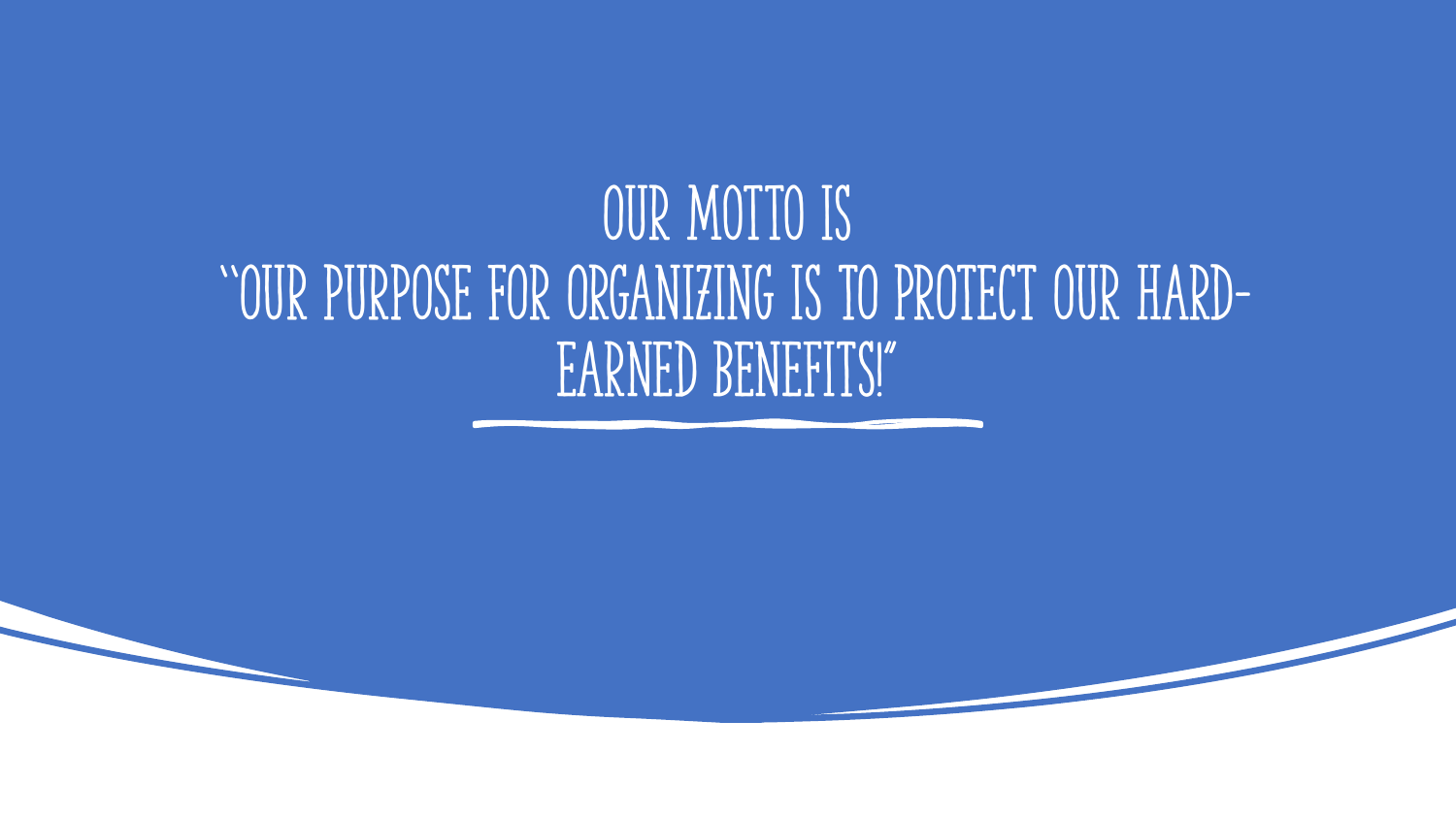# OUR MOTTO IS "OUR PURPOSE FOR ORGANIZING IS TO PROTECT OUR HARD-EARNED BENEFITS!"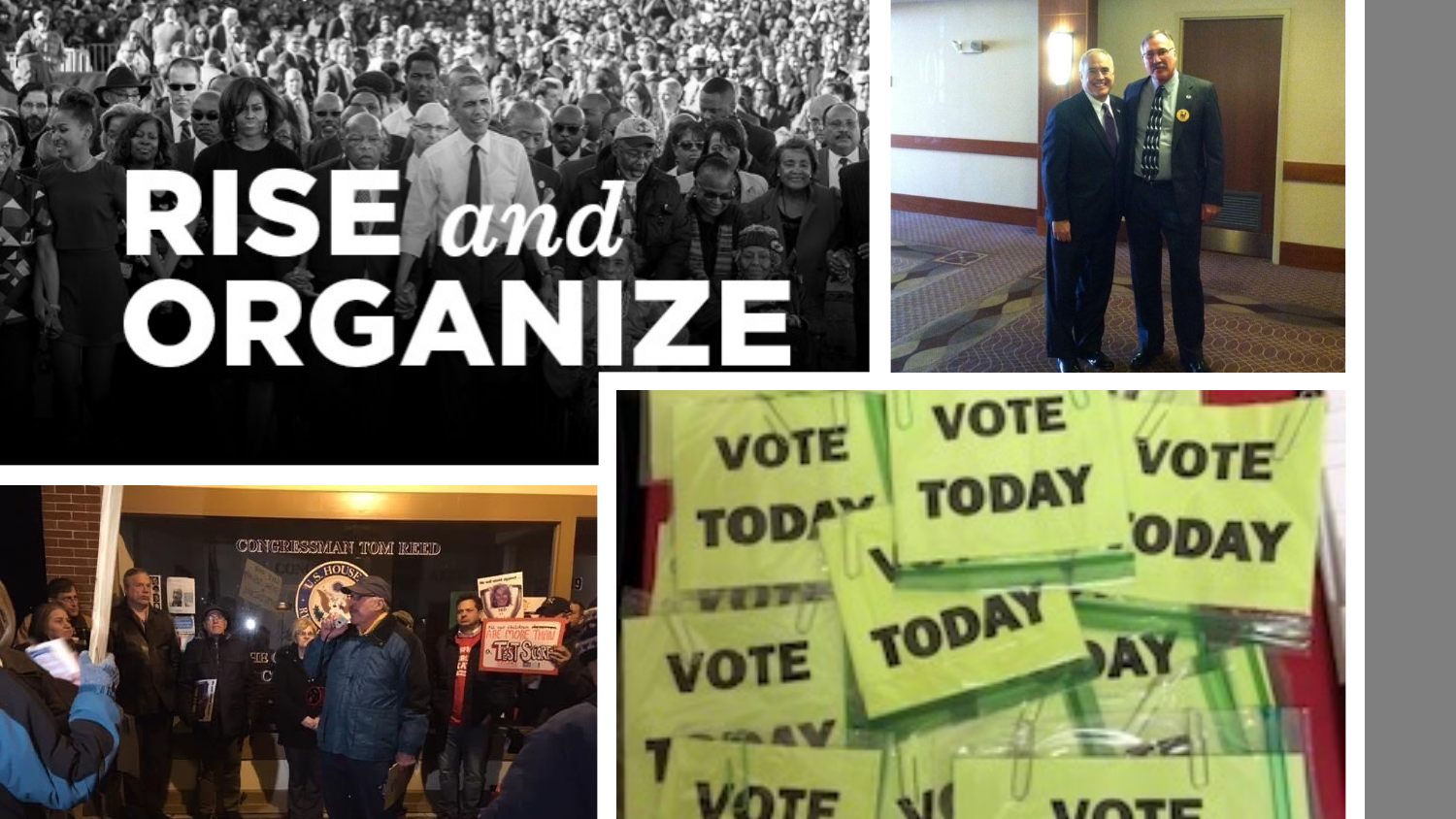# RISE *and* ORGANIZE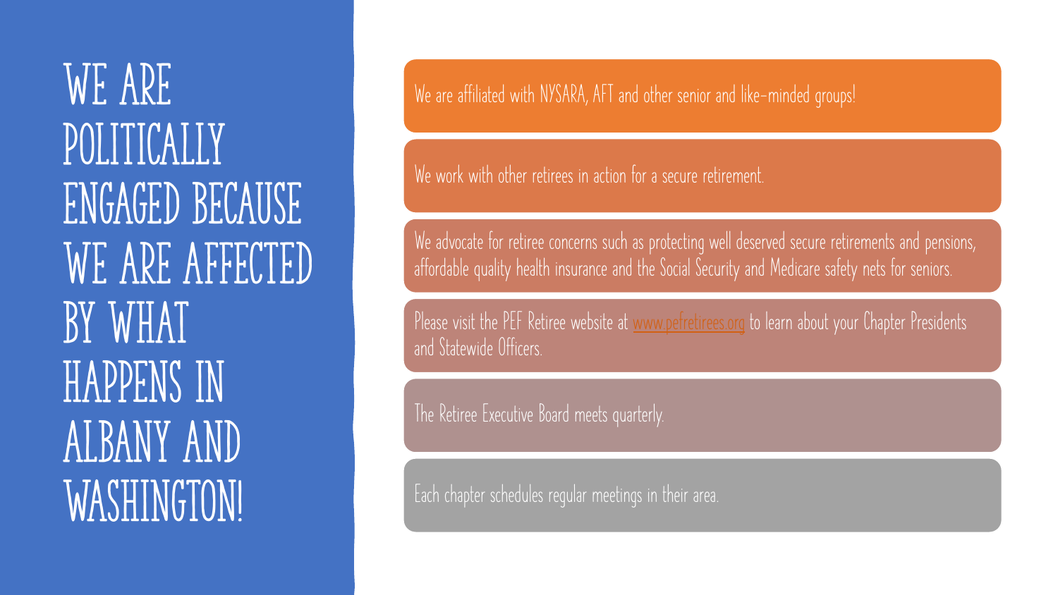# WE ARE POLITICALLY ENGAGED BECAUSE WE ARE AFFECTED BY WHAT HAPPENS IN ALBANY AND WASHINGTON!

- We are affiliated with NYSARA, AFT and other senior and like-minded groups!
- We work with other retirees in action for a secure retirement.
- We advocate for retiree concerns such as protecting well deserved secure retirements and pensions, affordable quality health insurance and the Social Security and Medicare safety nets for seniors.
- Please visit the PEF Retiree website at [www.pefretirees.org](http://www.pefretirees.org) to learn about your Chapter Presidents and Statewide Officers.
- The Retiree Executive Board meets quarterly.
- Each chapter schedules regular meetings in their area.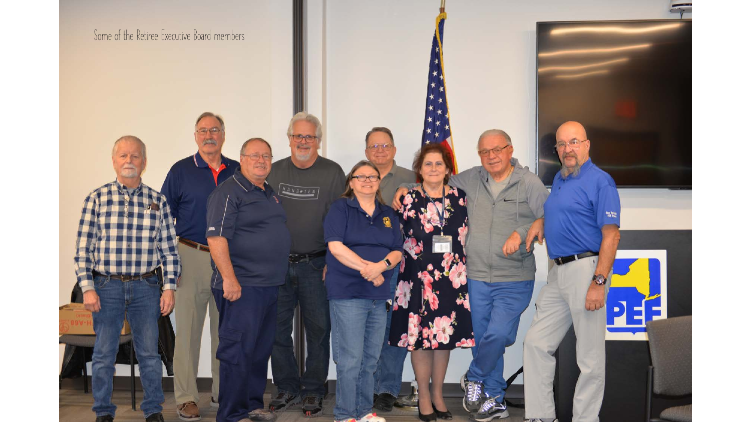Some of the Retiree Executive Board members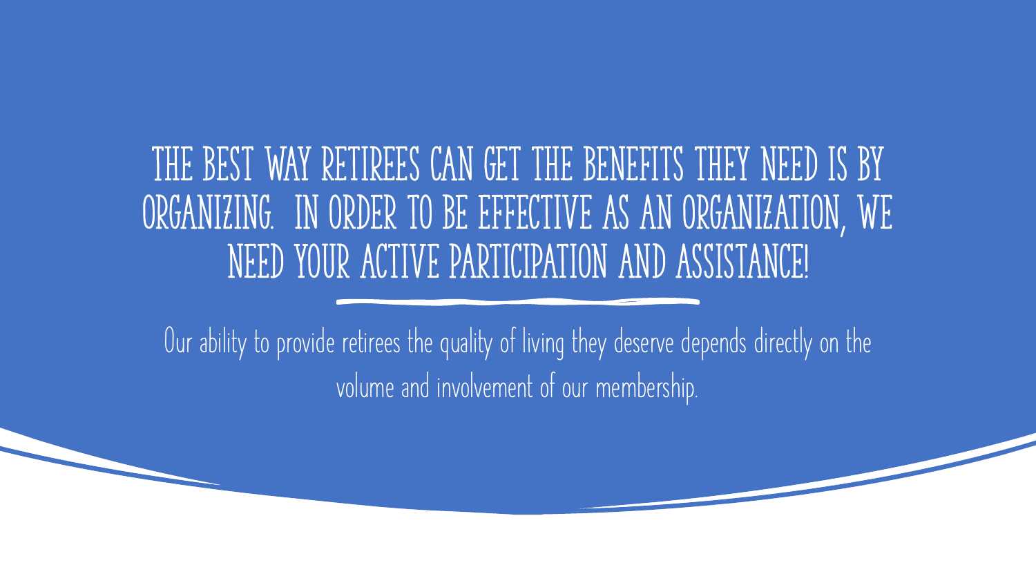# THE BEST WAY RETIREES CAN GET THE BENEFITS THEY NEED IS BY ORGANIZING. IN ORDER TO BE EFFECTIVE AS AN ORGANIZATION, WE NEED YOUR ACTIVE PARTICIPATION AND ASSISTANCE!

Our ability to provide retirees the quality of living they deserve depends directly on the volume and involvement of our membership.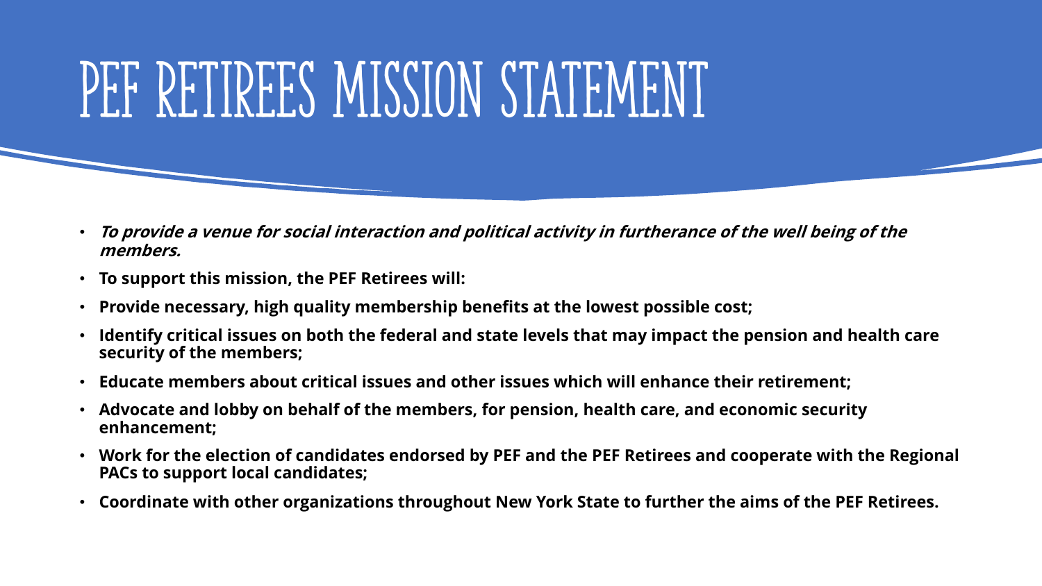# PEF RETIREES MISSION STATEMENT

- ***To provide a venue for social interaction and political activity in furtherance of the well being of the members.***
- **To support this mission, the PEF Retirees will:**
- **Provide necessary, high quality membership benefits at the lowest possible cost;**
- **Identify critical issues on both the federal and state levels that may impact the pension and health care security of the members;**
- **Educate members about critical issues and other issues which will enhance their retirement;**
- **Advocate and lobby on behalf of the members, for pension, health care, and economic security enhancement;**
- **Work for the election of candidates endorsed by PEF and the PEF Retirees and cooperate with the Regional PACs to support local candidates;**
- **Coordinate with other organizations throughout New York State to further the aims of the PEF Retirees.**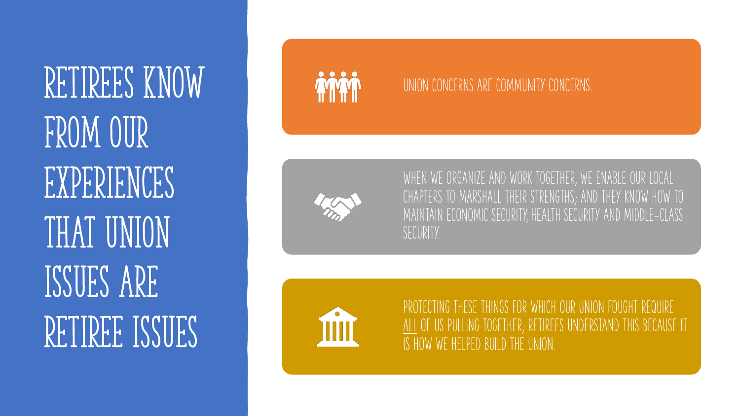# RETIREES KNOW FROM OUR EXPERIENCES THAT UNION ISSUES ARE RETIREE ISSUES

UNION CONCERNS ARE COMMUNITY CONCERNS.

WHEN WE ORGANIZE AND WORK TOGETHER, WE ENABLE OUR LOCAL CHAPTERS TO MARSHALL THEIR STRENGTHS; AND THEY KNOW HOW TO MAINTAIN ECONOMIC SECURITY, HEALTH SECURITY AND MIDDLE-CLASS SECURITY.

PROTECTING THESE THINGS FOR WHICH OUR UNION FOUGHT REQUIRE ALL OF US PULLING TOGETHER; RETIREES UNDERSTAND THIS BECAUSE IT IS HOW WE HELPED BUILD THE UNION.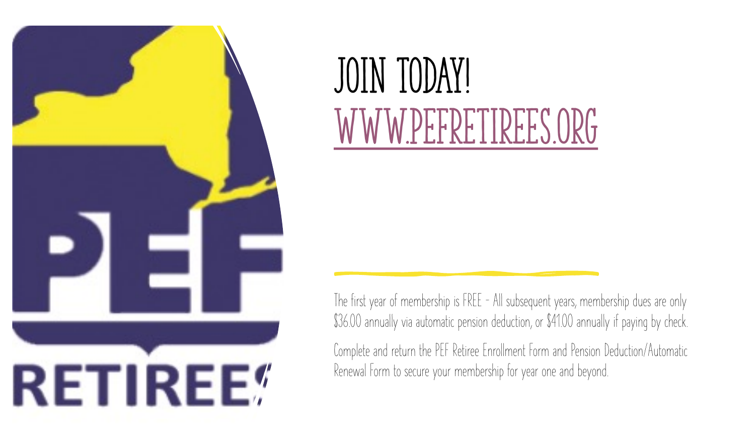# JOIN TODAY!

## [WWW.PEFRETIREES.ORG](http://www.pefretirees.org)

The first year of membership is FREE – All subsequent years, membership dues are only $36.00 annually via automatic pension deduction, or $41.00 annually if paying by check.

Complete and return the PEF Retiree Enrollment Form and Pension Deduction/Automatic Renewal Form to secure your membership for year one and beyond.